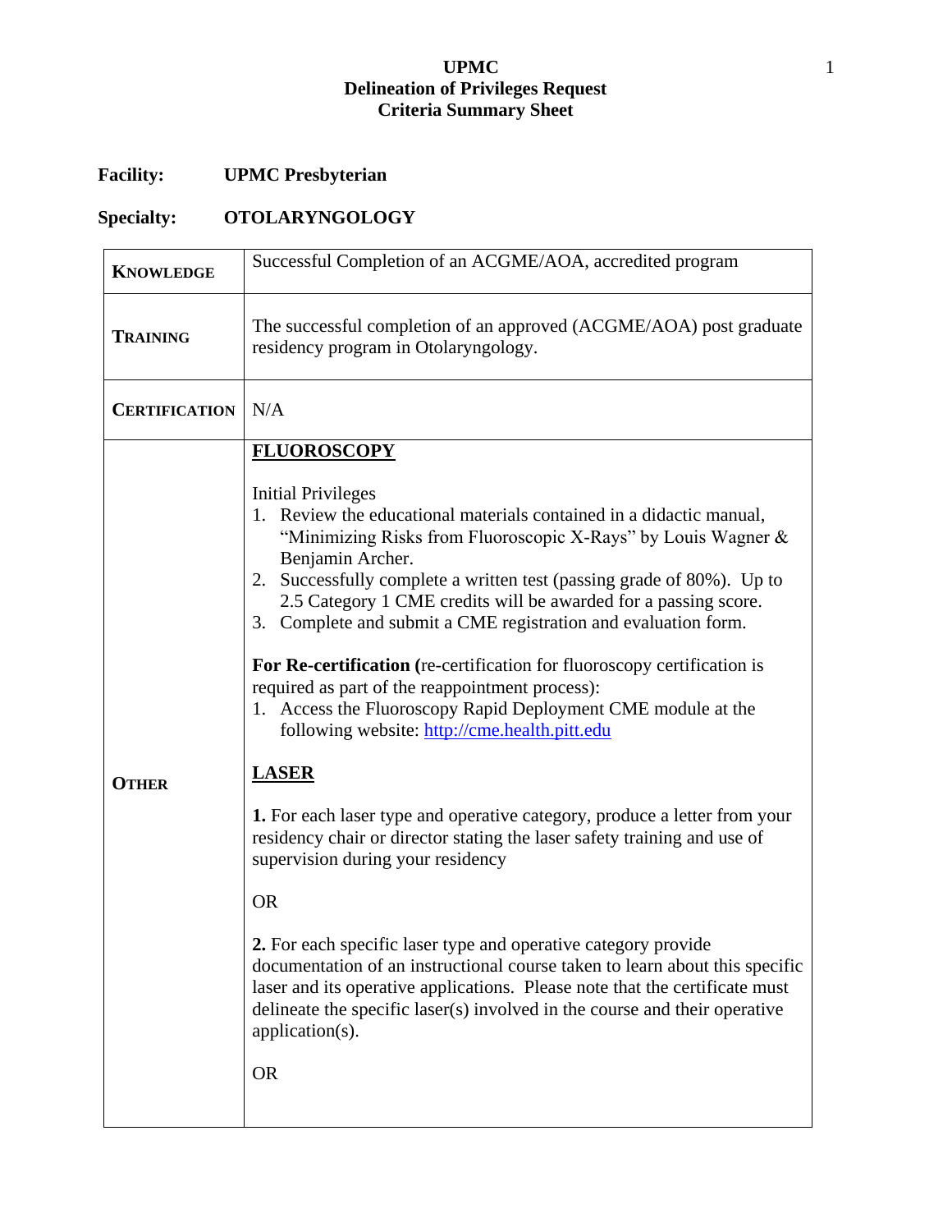**UPMC**
**Delineation of Privileges Request**
**Criteria Summary Sheet**

**Facility:** **UPMC Presbyterian**

**Specialty:** **OTOLARYNGOLOGY**

| | |
|---|---|
| **KNOWLEDGE** | Successful Completion of an ACGME/AOA, accredited program |
| **TRAINING** | The successful completion of an approved (ACGME/AOA) post graduate residency program in Otolaryngology. |
| **CERTIFICATION** | N/A |
| **OTHER** | **<u>FLUOROSCOPY</u>**<br><br>Initial Privileges<br>1. Review the educational materials contained in a didactic manual, "Minimizing Risks from Fluoroscopic X-Rays" by Louis Wagner & Benjamin Archer.<br>2. Successfully complete a written test (passing grade of 80%). Up to 2.5 Category 1 CME credits will be awarded for a passing score.<br>3. Complete and submit a CME registration and evaluation form.<br><br>**For Re-certification (**re-certification for fluoroscopy certification is required as part of the reappointment process):<br>1. Access the Fluoroscopy Rapid Deployment CME module at the following website: http://cme.health.pitt.edu<br><br>**<u>LASER</u>**<br><br>**1.** For each laser type and operative category, produce a letter from your residency chair or director stating the laser safety training and use of supervision during your residency<br><br>OR<br><br>**2.** For each specific laser type and operative category provide documentation of an instructional course taken to learn about this specific laser and its operative applications. Please note that the certificate must delineate the specific laser(s) involved in the course and their operative application(s).<br><br>OR |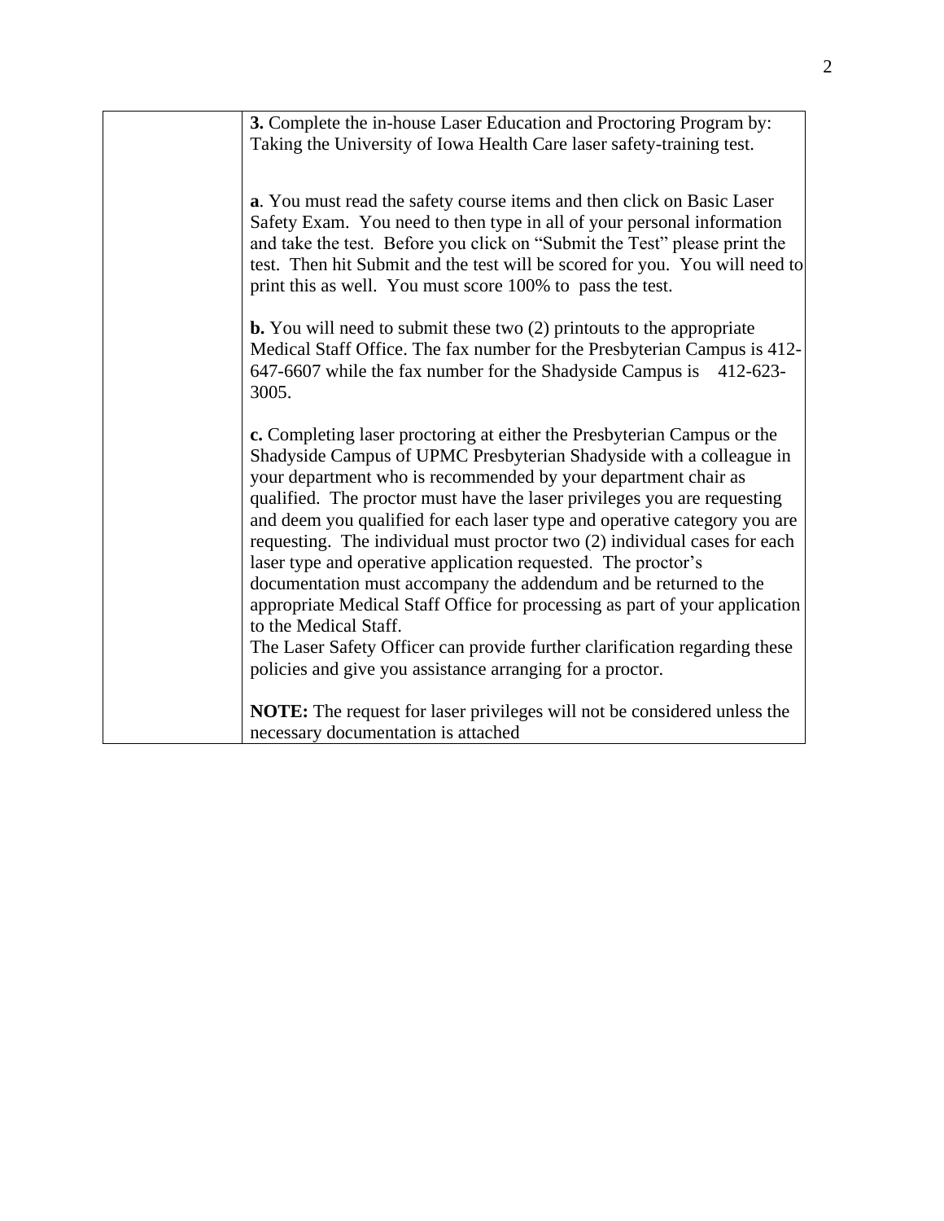| | |
|---|---|
| | **3.** Complete the in-house Laser Education and Proctoring Program by: Taking the University of Iowa Health Care laser safety-training test.<br><br>**a**. You must read the safety course items and then click on Basic Laser Safety Exam. You need to then type in all of your personal information and take the test. Before you click on "Submit the Test" please print the test. Then hit Submit and the test will be scored for you. You will need to print this as well. You must score 100% to pass the test.<br><br>**b.** You will need to submit these two (2) printouts to the appropriate Medical Staff Office. The fax number for the Presbyterian Campus is 412-647-6607 while the fax number for the Shadyside Campus is 412-623-3005.<br><br>**c.** Completing laser proctoring at either the Presbyterian Campus or the Shadyside Campus of UPMC Presbyterian Shadyside with a colleague in your department who is recommended by your department chair as qualified. The proctor must have the laser privileges you are requesting and deem you qualified for each laser type and operative category you are requesting. The individual must proctor two (2) individual cases for each laser type and operative application requested. The proctor's documentation must accompany the addendum and be returned to the appropriate Medical Staff Office for processing as part of your application to the Medical Staff.<br>The Laser Safety Officer can provide further clarification regarding these policies and give you assistance arranging for a proctor.<br><br>**NOTE:** The request for laser privileges will not be considered unless the necessary documentation is attached |